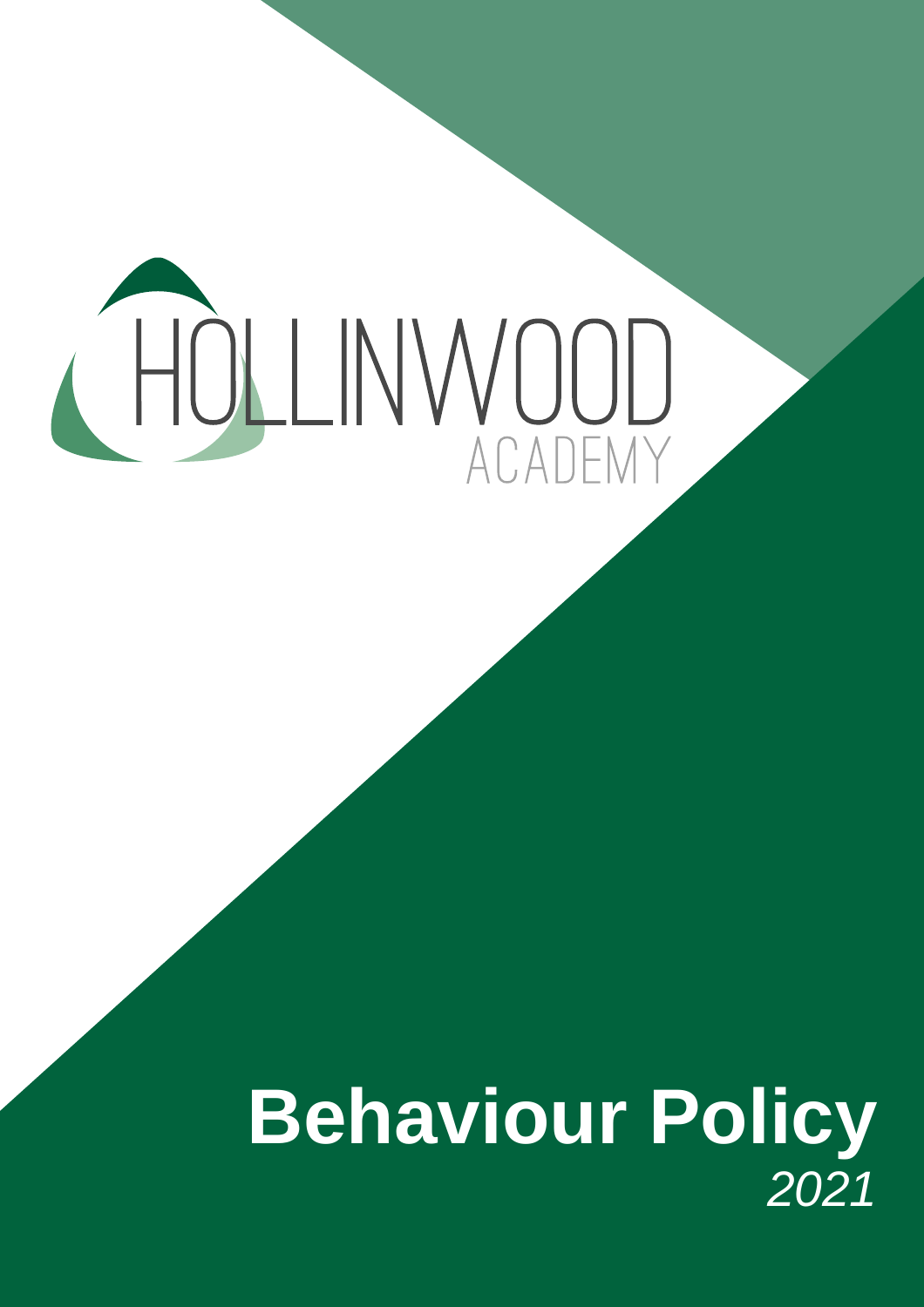HOLLINWOOD ACADEMY

# Behaviour Policy

*2021*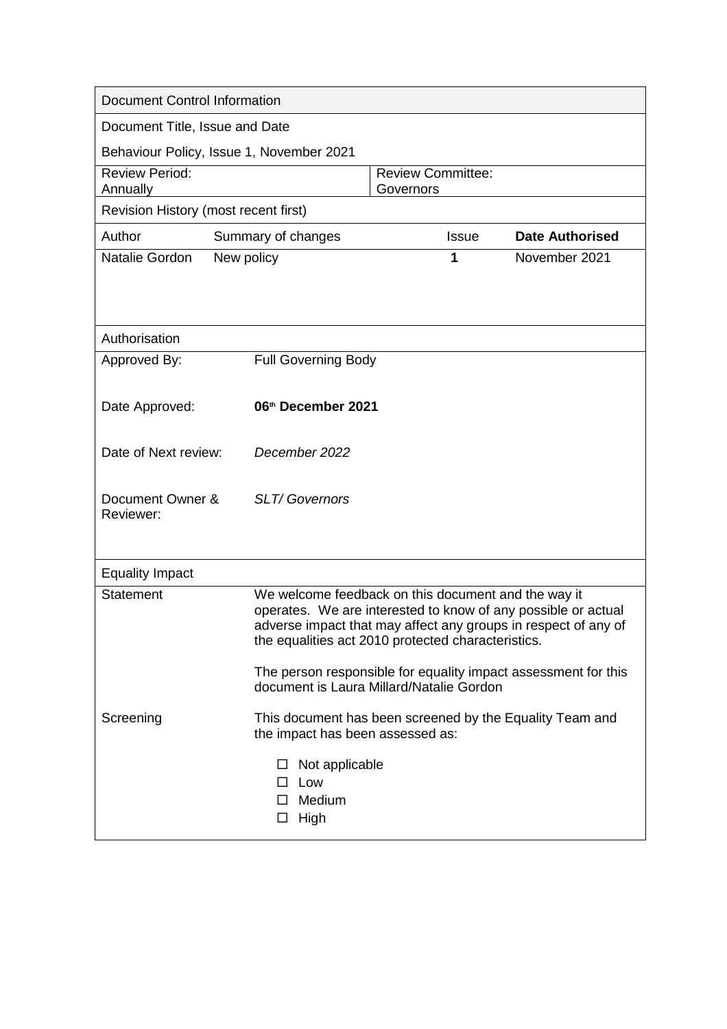| Document Control Information | | | |
|---|---|---|---|
| Document Title, Issue and Date | | | |
| Behaviour Policy, Issue 1, November 2021 | | | |
| Review Period: Annually | | Review Committee: Governors | |
| Revision History (most recent first) | | | |
| Author | Summary of changes | Issue | **Date Authorised** |
| Natalie Gordon | New policy | **1** | November 2021 |

| Authorisation | |
|---|---|
| Approved By: | Full Governing Body |
| Date Approved: | **06th December 2021** |
| Date of Next review: | *December 2022* |
| Document Owner & Reviewer: | *SLT/ Governors* |

| Equality Impact | |
|---|---|
| Statement | We welcome feedback on this document and the way it operates. We are interested to know of any possible or actual adverse impact that may affect any groups in respect of any of the equalities act 2010 protected characteristics.<br><br>The person responsible for equality impact assessment for this document is Laura Millard/Natalie Gordon |
| Screening | This document has been screened by the Equality Team and the impact has been assessed as:<br><br>☐ Not applicable<br>☐ Low<br>☐ Medium<br>☐ High |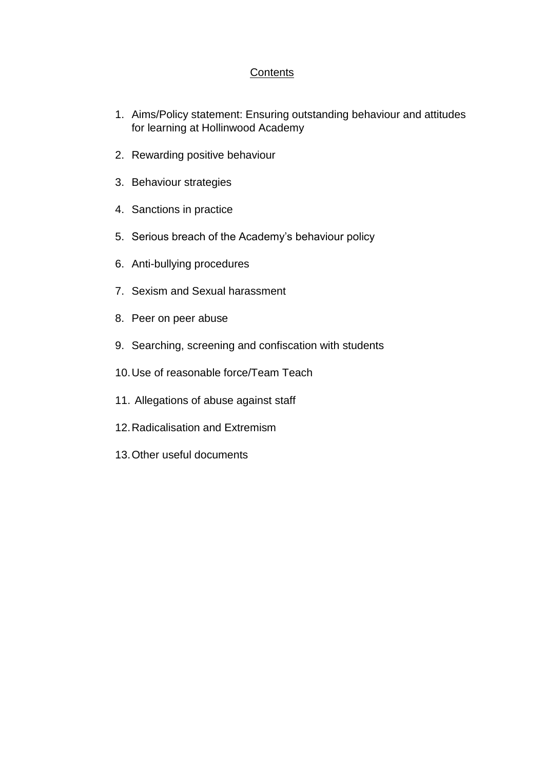## Contents

1. Aims/Policy statement: Ensuring outstanding behaviour and attitudes for learning at Hollinwood Academy
2. Rewarding positive behaviour
3. Behaviour strategies
4. Sanctions in practice
5. Serious breach of the Academy's behaviour policy
6. Anti-bullying procedures
7. Sexism and Sexual harassment
8. Peer on peer abuse
9. Searching, screening and confiscation with students
10. Use of reasonable force/Team Teach
11. Allegations of abuse against staff
12. Radicalisation and Extremism
13. Other useful documents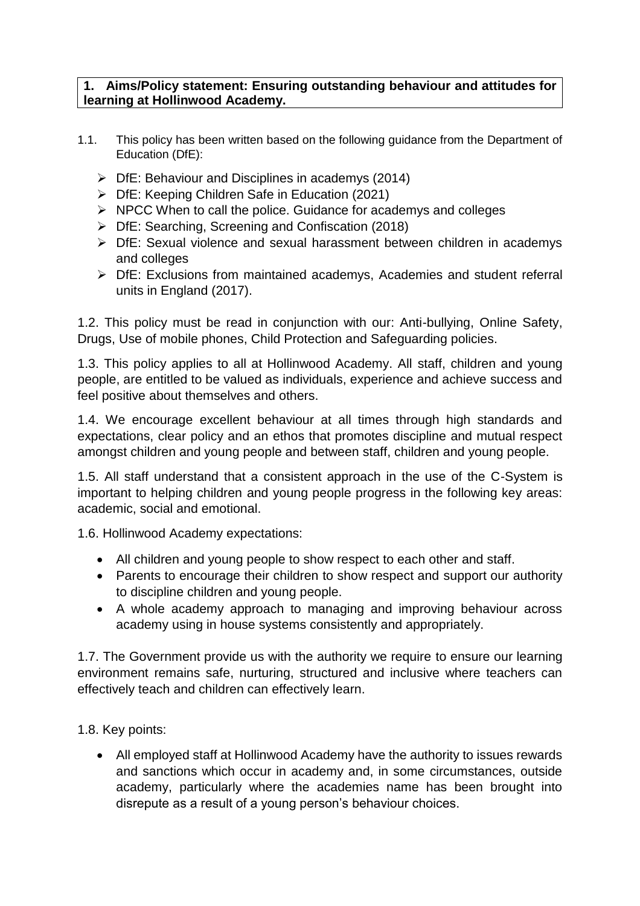## 1. Aims/Policy statement: Ensuring outstanding behaviour and attitudes for learning at Hollinwood Academy.

1.1. This policy has been written based on the following guidance from the Department of Education (DfE):

- DfE: Behaviour and Disciplines in academys (2014)
- DfE: Keeping Children Safe in Education (2021)
- NPCC When to call the police. Guidance for academys and colleges
- DfE: Searching, Screening and Confiscation (2018)
- DfE: Sexual violence and sexual harassment between children in academys and colleges
- DfE: Exclusions from maintained academys, Academies and student referral units in England (2017).

1.2. This policy must be read in conjunction with our: Anti-bullying, Online Safety, Drugs, Use of mobile phones, Child Protection and Safeguarding policies.

1.3. This policy applies to all at Hollinwood Academy. All staff, children and young people, are entitled to be valued as individuals, experience and achieve success and feel positive about themselves and others.

1.4. We encourage excellent behaviour at all times through high standards and expectations, clear policy and an ethos that promotes discipline and mutual respect amongst children and young people and between staff, children and young people.

1.5. All staff understand that a consistent approach in the use of the C-System is important to helping children and young people progress in the following key areas: academic, social and emotional.

1.6. Hollinwood Academy expectations:

- All children and young people to show respect to each other and staff.
- Parents to encourage their children to show respect and support our authority to discipline children and young people.
- A whole academy approach to managing and improving behaviour across academy using in house systems consistently and appropriately.

1.7. The Government provide us with the authority we require to ensure our learning environment remains safe, nurturing, structured and inclusive where teachers can effectively teach and children can effectively learn.

1.8. Key points:

- All employed staff at Hollinwood Academy have the authority to issues rewards and sanctions which occur in academy and, in some circumstances, outside academy, particularly where the academies name has been brought into disrepute as a result of a young person's behaviour choices.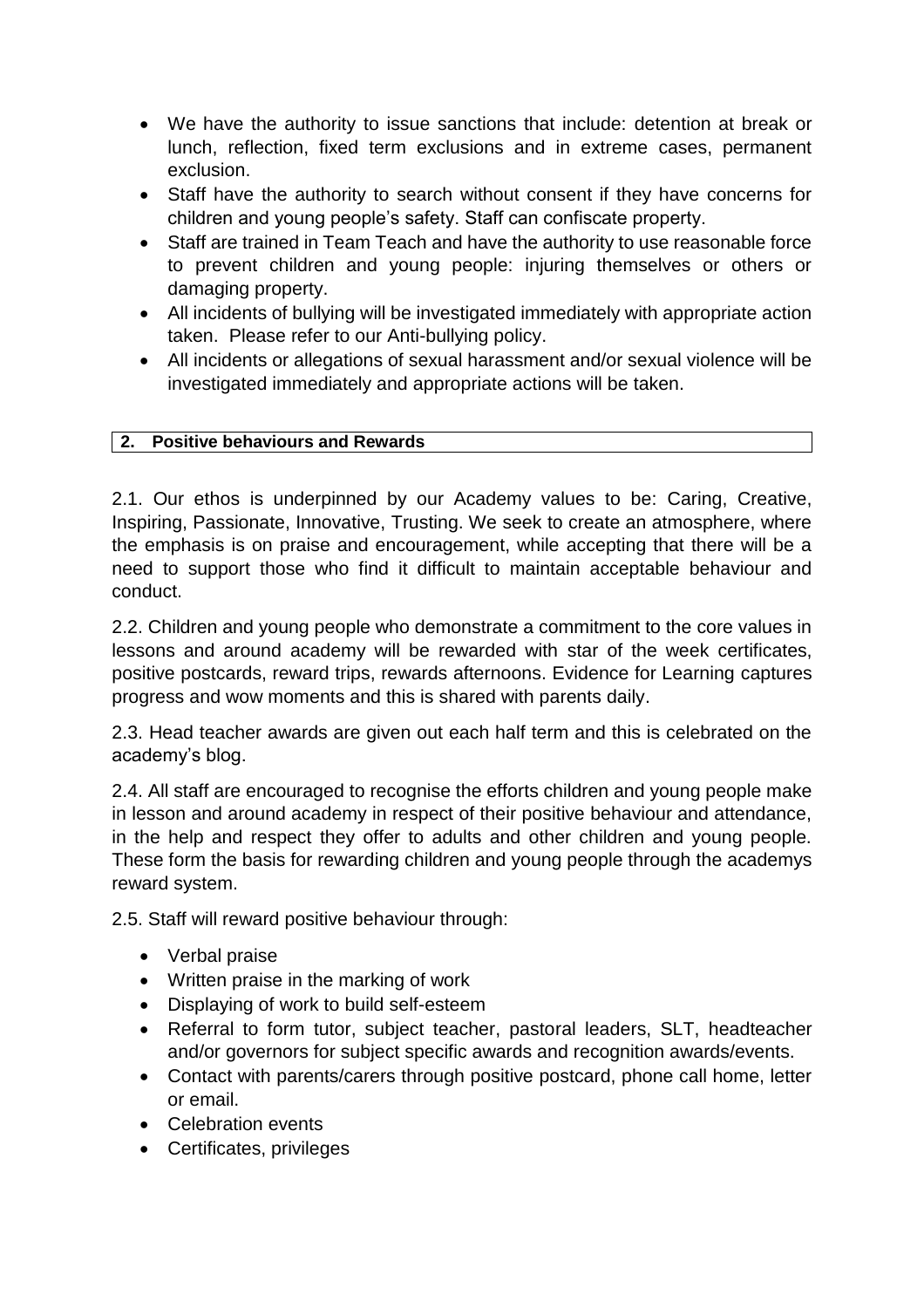- We have the authority to issue sanctions that include: detention at break or lunch, reflection, fixed term exclusions and in extreme cases, permanent exclusion.
- Staff have the authority to search without consent if they have concerns for children and young people's safety. Staff can confiscate property.
- Staff are trained in Team Teach and have the authority to use reasonable force to prevent children and young people: injuring themselves or others or damaging property.
- All incidents of bullying will be investigated immediately with appropriate action taken. Please refer to our Anti-bullying policy.
- All incidents or allegations of sexual harassment and/or sexual violence will be investigated immediately and appropriate actions will be taken.

## 2. Positive behaviours and Rewards

2.1. Our ethos is underpinned by our Academy values to be: Caring, Creative, Inspiring, Passionate, Innovative, Trusting. We seek to create an atmosphere, where the emphasis is on praise and encouragement, while accepting that there will be a need to support those who find it difficult to maintain acceptable behaviour and conduct.

2.2. Children and young people who demonstrate a commitment to the core values in lessons and around academy will be rewarded with star of the week certificates, positive postcards, reward trips, rewards afternoons. Evidence for Learning captures progress and wow moments and this is shared with parents daily.

2.3. Head teacher awards are given out each half term and this is celebrated on the academy's blog.

2.4. All staff are encouraged to recognise the efforts children and young people make in lesson and around academy in respect of their positive behaviour and attendance, in the help and respect they offer to adults and other children and young people. These form the basis for rewarding children and young people through the academys reward system.

2.5. Staff will reward positive behaviour through:

- Verbal praise
- Written praise in the marking of work
- Displaying of work to build self-esteem
- Referral to form tutor, subject teacher, pastoral leaders, SLT, headteacher and/or governors for subject specific awards and recognition awards/events.
- Contact with parents/carers through positive postcard, phone call home, letter or email.
- Celebration events
- Certificates, privileges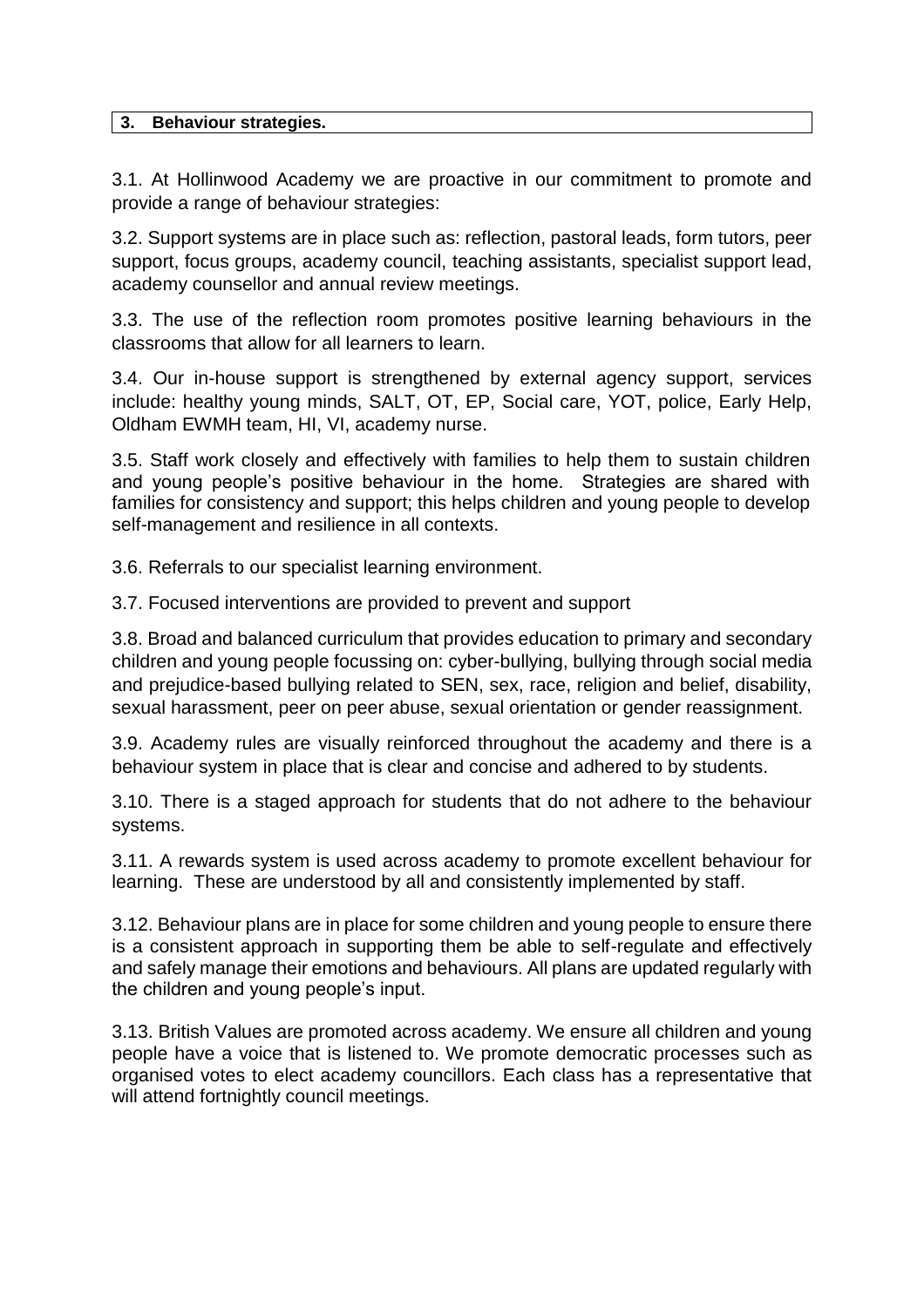## 3. Behaviour strategies.

3.1. At Hollinwood Academy we are proactive in our commitment to promote and provide a range of behaviour strategies:

3.2. Support systems are in place such as: reflection, pastoral leads, form tutors, peer support, focus groups, academy council, teaching assistants, specialist support lead, academy counsellor and annual review meetings.

3.3. The use of the reflection room promotes positive learning behaviours in the classrooms that allow for all learners to learn.

3.4. Our in-house support is strengthened by external agency support, services include: healthy young minds, SALT, OT, EP, Social care, YOT, police, Early Help, Oldham EWMH team, HI, VI, academy nurse.

3.5. Staff work closely and effectively with families to help them to sustain children and young people's positive behaviour in the home. Strategies are shared with families for consistency and support; this helps children and young people to develop self-management and resilience in all contexts.

3.6. Referrals to our specialist learning environment.

3.7. Focused interventions are provided to prevent and support

3.8. Broad and balanced curriculum that provides education to primary and secondary children and young people focussing on: cyber-bullying, bullying through social media and prejudice-based bullying related to SEN, sex, race, religion and belief, disability, sexual harassment, peer on peer abuse, sexual orientation or gender reassignment.

3.9. Academy rules are visually reinforced throughout the academy and there is a behaviour system in place that is clear and concise and adhered to by students.

3.10. There is a staged approach for students that do not adhere to the behaviour systems.

3.11. A rewards system is used across academy to promote excellent behaviour for learning. These are understood by all and consistently implemented by staff.

3.12. Behaviour plans are in place for some children and young people to ensure there is a consistent approach in supporting them be able to self-regulate and effectively and safely manage their emotions and behaviours. All plans are updated regularly with the children and young people's input.

3.13. British Values are promoted across academy. We ensure all children and young people have a voice that is listened to. We promote democratic processes such as organised votes to elect academy councillors. Each class has a representative that will attend fortnightly council meetings.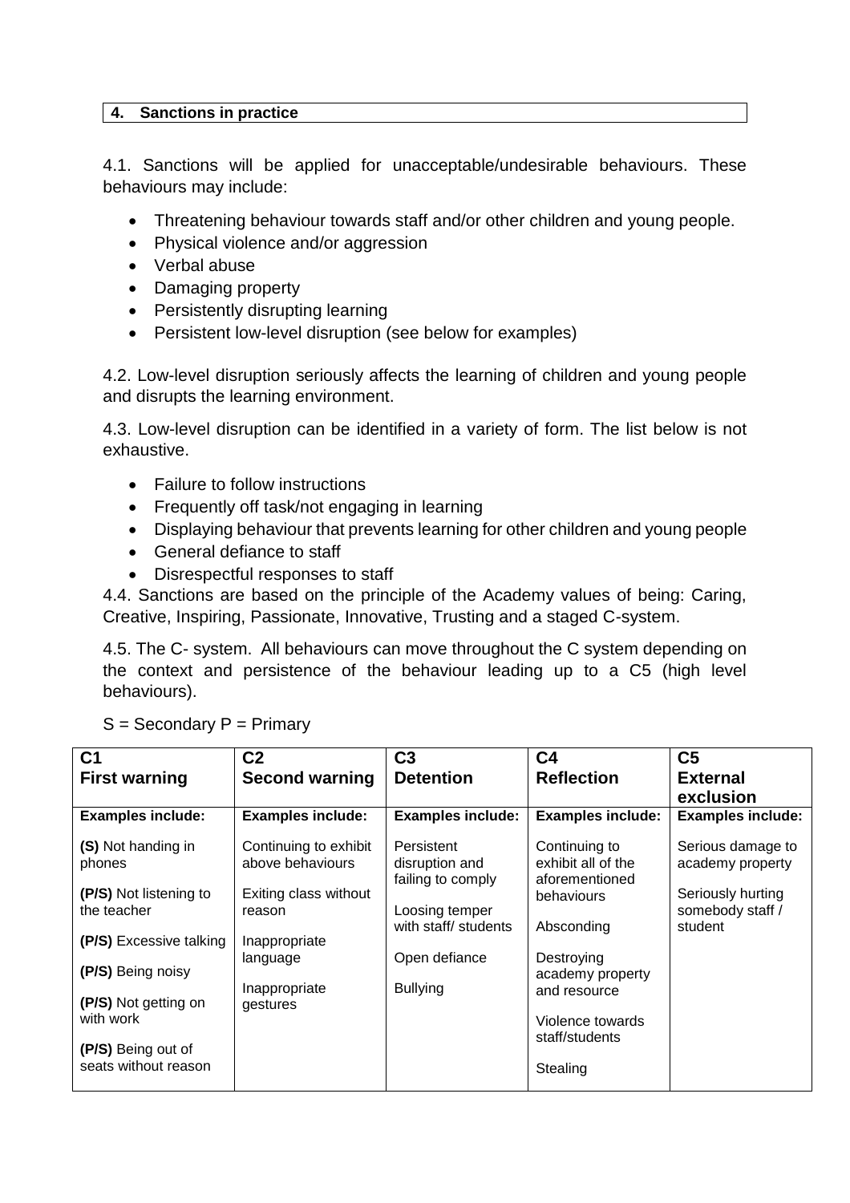## 4. Sanctions in practice

4.1. Sanctions will be applied for unacceptable/undesirable behaviours. These behaviours may include:

- Threatening behaviour towards staff and/or other children and young people.
- Physical violence and/or aggression
- Verbal abuse
- Damaging property
- Persistently disrupting learning
- Persistent low-level disruption (see below for examples)

4.2. Low-level disruption seriously affects the learning of children and young people and disrupts the learning environment.

4.3. Low-level disruption can be identified in a variety of form. The list below is not exhaustive.

- Failure to follow instructions
- Frequently off task/not engaging in learning
- Displaying behaviour that prevents learning for other children and young people
- General defiance to staff
- Disrespectful responses to staff

4.4. Sanctions are based on the principle of the Academy values of being: Caring, Creative, Inspiring, Passionate, Innovative, Trusting and a staged C-system.

4.5. The C- system. All behaviours can move throughout the C system depending on the context and persistence of the behaviour leading up to a C5 (high level behaviours).

S = Secondary P = Primary

| **C1**<br>**First warning** | **C2**<br>**Second warning** | **C3**<br>**Detention** | **C4**<br>**Reflection** | **C5**<br>**External exclusion** |
|---|---|---|---|---|
| **Examples include:** | **Examples include:** | **Examples include:** | **Examples include:** | **Examples include:** |
| **(S)** Not handing in phones<br><br>**(P/S)** Not listening to the teacher<br><br>**(P/S)** Excessive talking<br><br>**(P/S)** Being noisy<br><br>**(P/S)** Not getting on with work<br><br>**(P/S)** Being out of seats without reason | Continuing to exhibit above behaviours<br><br>Exiting class without reason<br><br>Inappropriate language<br><br>Inappropriate gestures | Persistent disruption and failing to comply<br><br>Loosing temper with staff/ students<br><br>Open defiance<br><br>Bullying | Continuing to exhibit all of the aforementioned behaviours<br><br>Absconding<br><br>Destroying academy property and resource<br><br>Violence towards staff/students<br><br>Stealing | Serious damage to academy property<br><br>Seriously hurting somebody staff / student |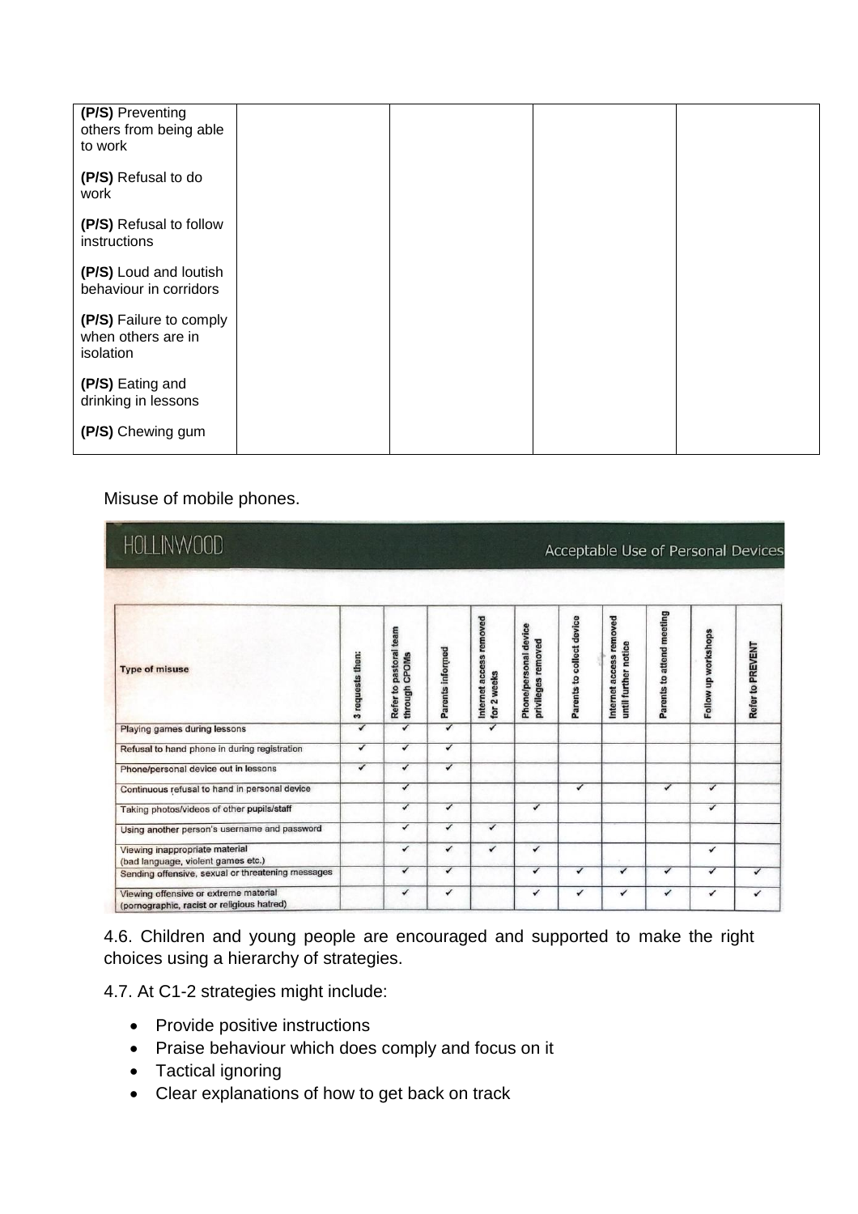| | | | | |
|---|---|---|---|---|
| **(P/S)** Preventing others from being able to work<br><br>**(P/S)** Refusal to do work<br><br>**(P/S)** Refusal to follow instructions<br><br>**(P/S)** Loud and loutish behaviour in corridors<br><br>**(P/S)** Failure to comply when others are in isolation<br><br>**(P/S)** Eating and drinking in lessons<br><br>**(P/S)** Chewing gum | | | | |

Misuse of mobile phones.

HOLLINWOOD — Acceptable Use of Personal Devices

| Type of misuse | 3 requests then: | Refer to pastoral team through CPOMs | Parents informed | Internet access removed for 2 weeks | Phone/personal device privileges removed | Parents to collect device | Internet access removed until further notice | Parents to attend meeting | Follow up workshops | Refer to PREVENT |
|---|---|---|---|---|---|---|---|---|---|---|
| Playing games during lessons | ✓ | ✓ | ✓ | ✓ | | | | | | |
| Refusal to hand phone in during registration | ✓ | ✓ | ✓ | | | | | | | |
| Phone/personal device out in lessons | ✓ | ✓ | ✓ | | | | | | | |
| Continuous refusal to hand in personal device | | ✓ | | | | ✓ | | ✓ | ✓ | |
| Taking photos/videos of other pupils/staff | | ✓ | ✓ | | ✓ | | | | ✓ | |
| Using another person's username and password | | ✓ | ✓ | ✓ | | | | | | |
| Viewing inappropriate material (bad language, violent games etc.) | | ✓ | ✓ | ✓ | ✓ | | | | ✓ | |
| Sending offensive, sexual or threatening messages | | ✓ | ✓ | | ✓ | ✓ | ✓ | ✓ | ✓ | ✓ |
| Viewing offensive or extreme material (pornographic, racist or religious hatred) | | ✓ | ✓ | | ✓ | ✓ | ✓ | ✓ | ✓ | ✓ |

4.6. Children and young people are encouraged and supported to make the right choices using a hierarchy of strategies.

4.7. At C1-2 strategies might include:

- Provide positive instructions
- Praise behaviour which does comply and focus on it
- Tactical ignoring
- Clear explanations of how to get back on track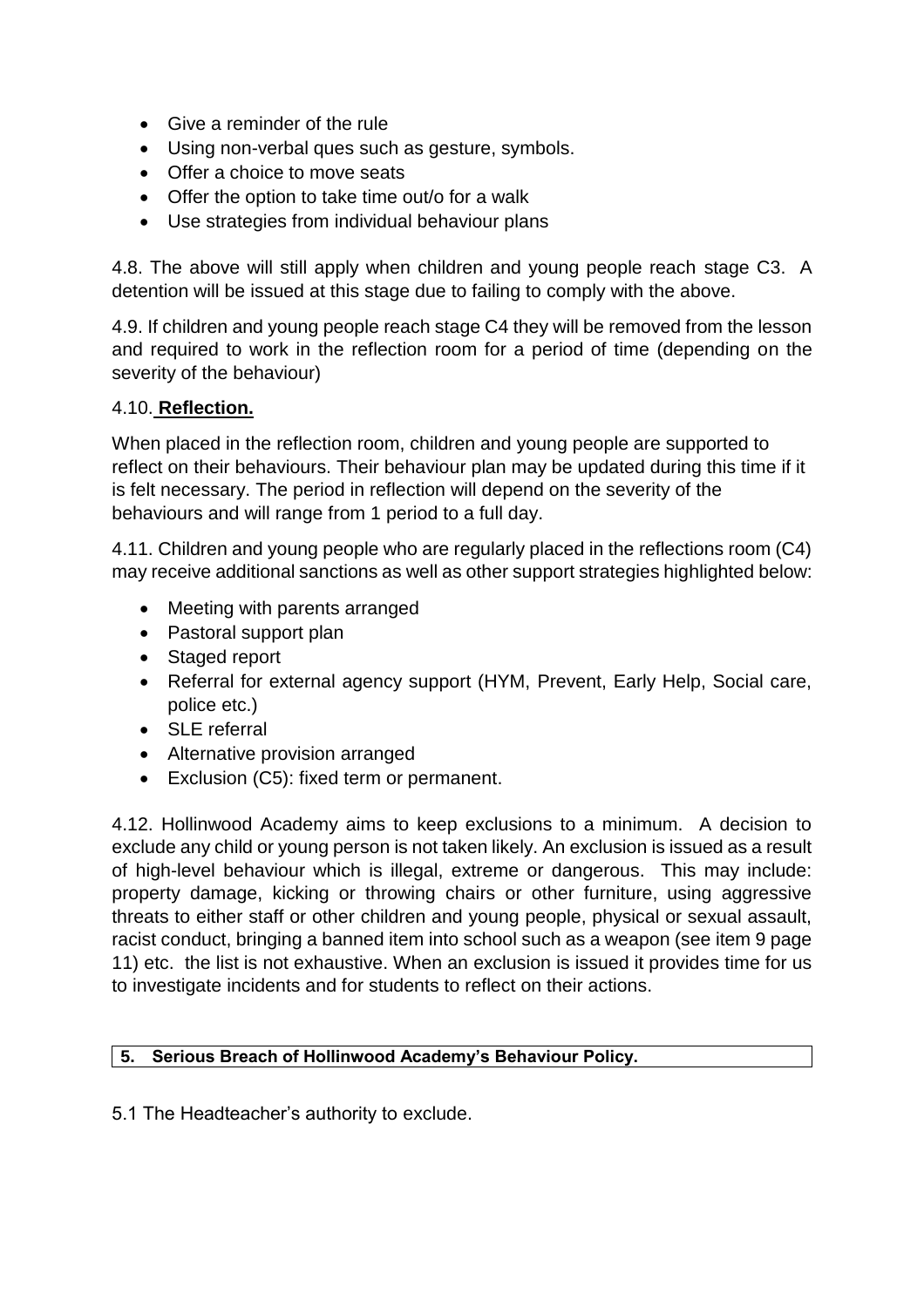- Give a reminder of the rule
- Using non-verbal ques such as gesture, symbols.
- Offer a choice to move seats
- Offer the option to take time out/o for a walk
- Use strategies from individual behaviour plans

4.8. The above will still apply when children and young people reach stage C3. A detention will be issued at this stage due to failing to comply with the above.

4.9. If children and young people reach stage C4 they will be removed from the lesson and required to work in the reflection room for a period of time (depending on the severity of the behaviour)

4.10. **Reflection.**

When placed in the reflection room, children and young people are supported to reflect on their behaviours. Their behaviour plan may be updated during this time if it is felt necessary. The period in reflection will depend on the severity of the behaviours and will range from 1 period to a full day.

4.11. Children and young people who are regularly placed in the reflections room (C4) may receive additional sanctions as well as other support strategies highlighted below:

- Meeting with parents arranged
- Pastoral support plan
- Staged report
- Referral for external agency support (HYM, Prevent, Early Help, Social care, police etc.)
- SLE referral
- Alternative provision arranged
- Exclusion (C5): fixed term or permanent.

4.12. Hollinwood Academy aims to keep exclusions to a minimum. A decision to exclude any child or young person is not taken likely. An exclusion is issued as a result of high-level behaviour which is illegal, extreme or dangerous. This may include: property damage, kicking or throwing chairs or other furniture, using aggressive threats to either staff or other children and young people, physical or sexual assault, racist conduct, bringing a banned item into school such as a weapon (see item 9 page 11) etc. the list is not exhaustive. When an exclusion is issued it provides time for us to investigate incidents and for students to reflect on their actions.

## 5. Serious Breach of Hollinwood Academy's Behaviour Policy.

5.1 The Headteacher's authority to exclude.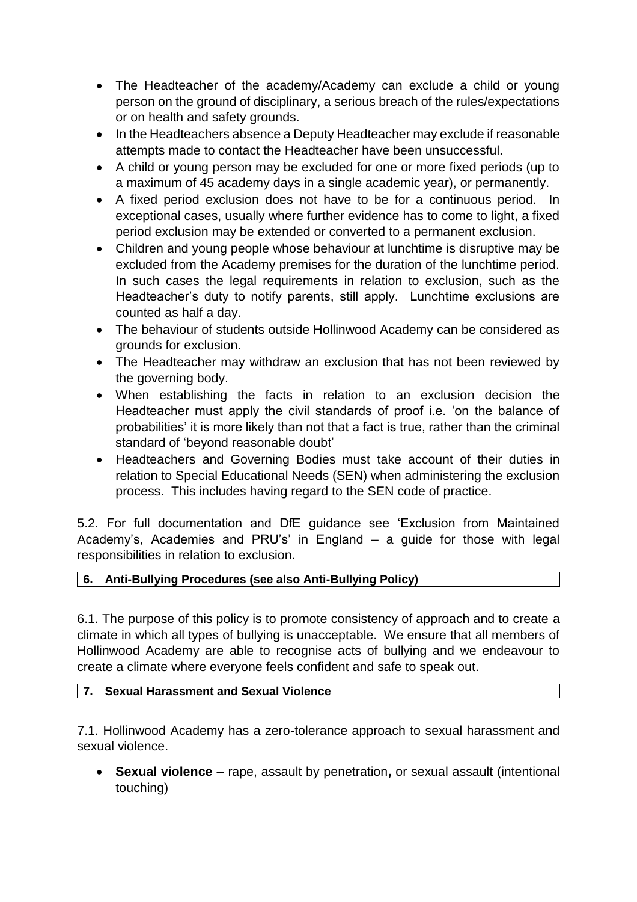- The Headteacher of the academy/Academy can exclude a child or young person on the ground of disciplinary, a serious breach of the rules/expectations or on health and safety grounds.
- In the Headteachers absence a Deputy Headteacher may exclude if reasonable attempts made to contact the Headteacher have been unsuccessful.
- A child or young person may be excluded for one or more fixed periods (up to a maximum of 45 academy days in a single academic year), or permanently.
- A fixed period exclusion does not have to be for a continuous period. In exceptional cases, usually where further evidence has to come to light, a fixed period exclusion may be extended or converted to a permanent exclusion.
- Children and young people whose behaviour at lunchtime is disruptive may be excluded from the Academy premises for the duration of the lunchtime period. In such cases the legal requirements in relation to exclusion, such as the Headteacher's duty to notify parents, still apply. Lunchtime exclusions are counted as half a day.
- The behaviour of students outside Hollinwood Academy can be considered as grounds for exclusion.
- The Headteacher may withdraw an exclusion that has not been reviewed by the governing body.
- When establishing the facts in relation to an exclusion decision the Headteacher must apply the civil standards of proof i.e. 'on the balance of probabilities' it is more likely than not that a fact is true, rather than the criminal standard of 'beyond reasonable doubt'
- Headteachers and Governing Bodies must take account of their duties in relation to Special Educational Needs (SEN) when administering the exclusion process. This includes having regard to the SEN code of practice.

5.2. For full documentation and DfE guidance see 'Exclusion from Maintained Academy's, Academies and PRU's' in England – a guide for those with legal responsibilities in relation to exclusion.

## 6. Anti-Bullying Procedures (see also Anti-Bullying Policy)

6.1. The purpose of this policy is to promote consistency of approach and to create a climate in which all types of bullying is unacceptable. We ensure that all members of Hollinwood Academy are able to recognise acts of bullying and we endeavour to create a climate where everyone feels confident and safe to speak out.

## 7. Sexual Harassment and Sexual Violence

7.1. Hollinwood Academy has a zero-tolerance approach to sexual harassment and sexual violence.

- **Sexual violence –** rape, assault by penetration**,** or sexual assault (intentional touching)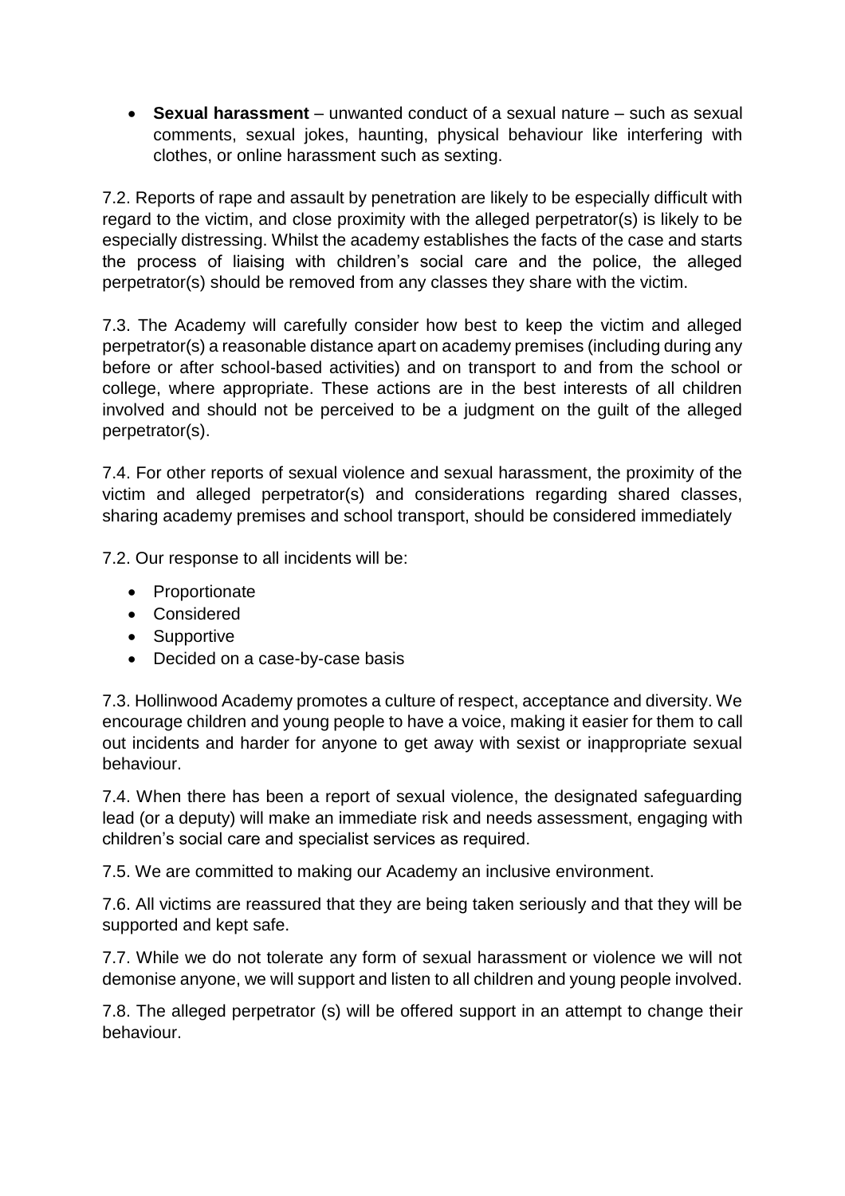- **Sexual harassment** – unwanted conduct of a sexual nature – such as sexual comments, sexual jokes, haunting, physical behaviour like interfering with clothes, or online harassment such as sexting.

7.2. Reports of rape and assault by penetration are likely to be especially difficult with regard to the victim, and close proximity with the alleged perpetrator(s) is likely to be especially distressing. Whilst the academy establishes the facts of the case and starts the process of liaising with children's social care and the police, the alleged perpetrator(s) should be removed from any classes they share with the victim.

7.3. The Academy will carefully consider how best to keep the victim and alleged perpetrator(s) a reasonable distance apart on academy premises (including during any before or after school-based activities) and on transport to and from the school or college, where appropriate. These actions are in the best interests of all children involved and should not be perceived to be a judgment on the guilt of the alleged perpetrator(s).

7.4. For other reports of sexual violence and sexual harassment, the proximity of the victim and alleged perpetrator(s) and considerations regarding shared classes, sharing academy premises and school transport, should be considered immediately

7.2. Our response to all incidents will be:

- Proportionate
- Considered
- Supportive
- Decided on a case-by-case basis

7.3. Hollinwood Academy promotes a culture of respect, acceptance and diversity. We encourage children and young people to have a voice, making it easier for them to call out incidents and harder for anyone to get away with sexist or inappropriate sexual behaviour.

7.4. When there has been a report of sexual violence, the designated safeguarding lead (or a deputy) will make an immediate risk and needs assessment, engaging with children's social care and specialist services as required.

7.5. We are committed to making our Academy an inclusive environment.

7.6. All victims are reassured that they are being taken seriously and that they will be supported and kept safe.

7.7. While we do not tolerate any form of sexual harassment or violence we will not demonise anyone, we will support and listen to all children and young people involved.

7.8. The alleged perpetrator (s) will be offered support in an attempt to change their behaviour.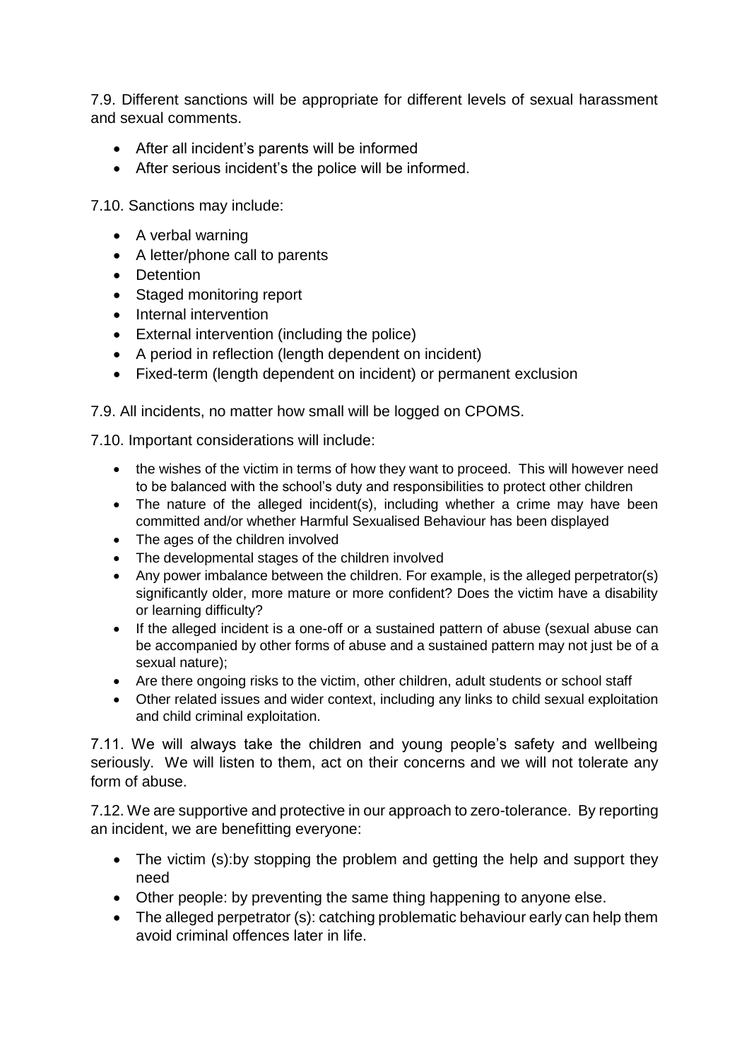7.9. Different sanctions will be appropriate for different levels of sexual harassment and sexual comments.

- After all incident's parents will be informed
- After serious incident's the police will be informed.

7.10. Sanctions may include:

- A verbal warning
- A letter/phone call to parents
- Detention
- Staged monitoring report
- Internal intervention
- External intervention (including the police)
- A period in reflection (length dependent on incident)
- Fixed-term (length dependent on incident) or permanent exclusion

7.9. All incidents, no matter how small will be logged on CPOMS.

7.10. Important considerations will include:

- the wishes of the victim in terms of how they want to proceed. This will however need to be balanced with the school's duty and responsibilities to protect other children
- The nature of the alleged incident(s), including whether a crime may have been committed and/or whether Harmful Sexualised Behaviour has been displayed
- The ages of the children involved
- The developmental stages of the children involved
- Any power imbalance between the children. For example, is the alleged perpetrator(s) significantly older, more mature or more confident? Does the victim have a disability or learning difficulty?
- If the alleged incident is a one-off or a sustained pattern of abuse (sexual abuse can be accompanied by other forms of abuse and a sustained pattern may not just be of a sexual nature);
- Are there ongoing risks to the victim, other children, adult students or school staff
- Other related issues and wider context, including any links to child sexual exploitation and child criminal exploitation.

7.11. We will always take the children and young people's safety and wellbeing seriously. We will listen to them, act on their concerns and we will not tolerate any form of abuse.

7.12. We are supportive and protective in our approach to zero-tolerance. By reporting an incident, we are benefitting everyone:

- The victim (s):by stopping the problem and getting the help and support they need
- Other people: by preventing the same thing happening to anyone else.
- The alleged perpetrator (s): catching problematic behaviour early can help them avoid criminal offences later in life.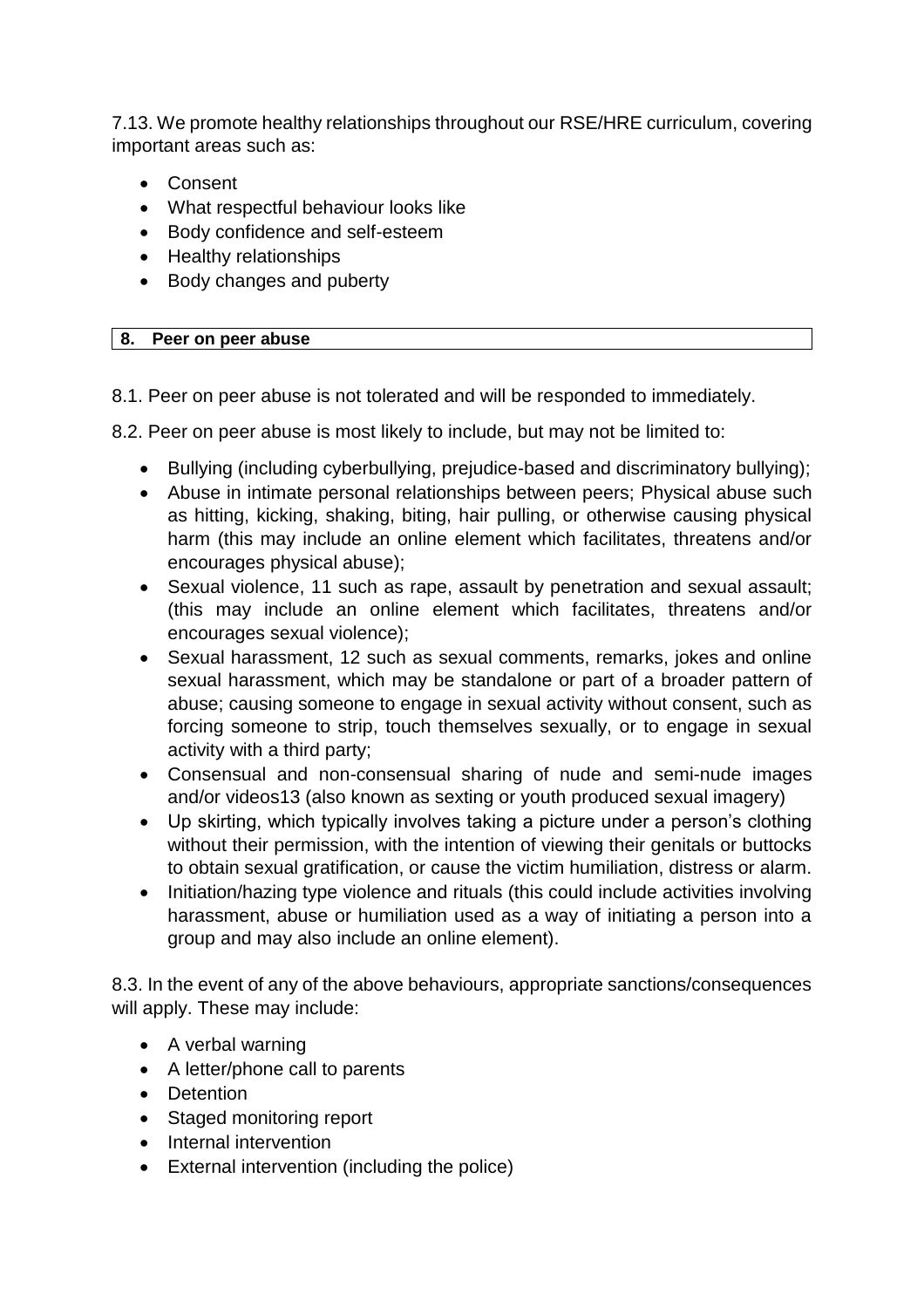7.13. We promote healthy relationships throughout our RSE/HRE curriculum, covering important areas such as:

- Consent
- What respectful behaviour looks like
- Body confidence and self-esteem
- Healthy relationships
- Body changes and puberty

## 8. Peer on peer abuse

8.1. Peer on peer abuse is not tolerated and will be responded to immediately.

8.2. Peer on peer abuse is most likely to include, but may not be limited to:

- Bullying (including cyberbullying, prejudice-based and discriminatory bullying);
- Abuse in intimate personal relationships between peers; Physical abuse such as hitting, kicking, shaking, biting, hair pulling, or otherwise causing physical harm (this may include an online element which facilitates, threatens and/or encourages physical abuse);
- Sexual violence, 11 such as rape, assault by penetration and sexual assault; (this may include an online element which facilitates, threatens and/or encourages sexual violence);
- Sexual harassment, 12 such as sexual comments, remarks, jokes and online sexual harassment, which may be standalone or part of a broader pattern of abuse; causing someone to engage in sexual activity without consent, such as forcing someone to strip, touch themselves sexually, or to engage in sexual activity with a third party;
- Consensual and non-consensual sharing of nude and semi-nude images and/or videos13 (also known as sexting or youth produced sexual imagery)
- Up skirting, which typically involves taking a picture under a person's clothing without their permission, with the intention of viewing their genitals or buttocks to obtain sexual gratification, or cause the victim humiliation, distress or alarm.
- Initiation/hazing type violence and rituals (this could include activities involving harassment, abuse or humiliation used as a way of initiating a person into a group and may also include an online element).

8.3. In the event of any of the above behaviours, appropriate sanctions/consequences will apply. These may include:

- A verbal warning
- A letter/phone call to parents
- Detention
- Staged monitoring report
- Internal intervention
- External intervention (including the police)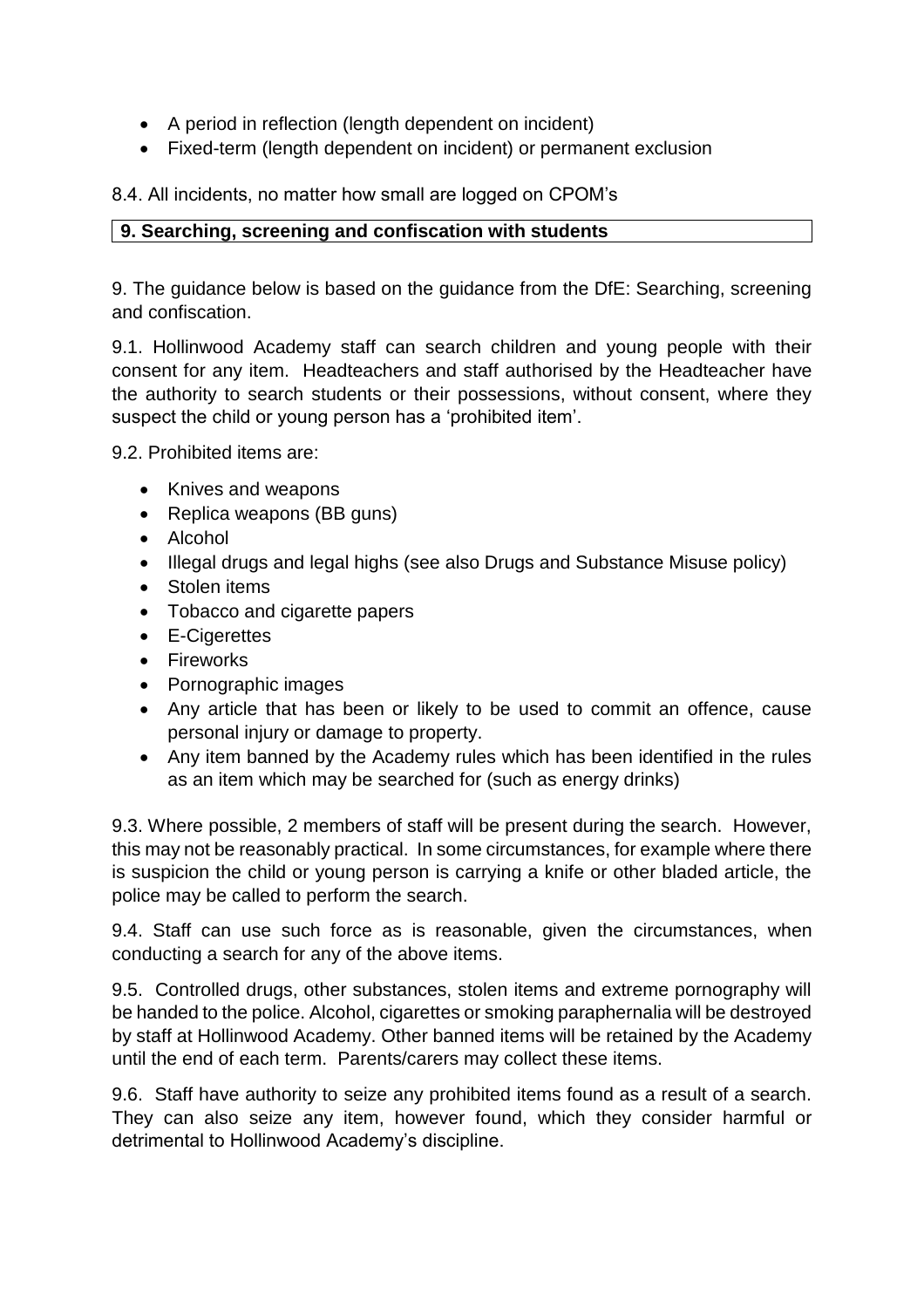- A period in reflection (length dependent on incident)
- Fixed-term (length dependent on incident) or permanent exclusion

8.4. All incidents, no matter how small are logged on CPOM's

## 9. Searching, screening and confiscation with students

9. The guidance below is based on the guidance from the DfE: Searching, screening and confiscation.

9.1. Hollinwood Academy staff can search children and young people with their consent for any item. Headteachers and staff authorised by the Headteacher have the authority to search students or their possessions, without consent, where they suspect the child or young person has a 'prohibited item'.

9.2. Prohibited items are:

- Knives and weapons
- Replica weapons (BB guns)
- Alcohol
- Illegal drugs and legal highs (see also Drugs and Substance Misuse policy)
- Stolen items
- Tobacco and cigarette papers
- E-Cigerettes
- Fireworks
- Pornographic images
- Any article that has been or likely to be used to commit an offence, cause personal injury or damage to property.
- Any item banned by the Academy rules which has been identified in the rules as an item which may be searched for (such as energy drinks)

9.3. Where possible, 2 members of staff will be present during the search. However, this may not be reasonably practical. In some circumstances, for example where there is suspicion the child or young person is carrying a knife or other bladed article, the police may be called to perform the search.

9.4. Staff can use such force as is reasonable, given the circumstances, when conducting a search for any of the above items.

9.5. Controlled drugs, other substances, stolen items and extreme pornography will be handed to the police. Alcohol, cigarettes or smoking paraphernalia will be destroyed by staff at Hollinwood Academy. Other banned items will be retained by the Academy until the end of each term. Parents/carers may collect these items.

9.6. Staff have authority to seize any prohibited items found as a result of a search. They can also seize any item, however found, which they consider harmful or detrimental to Hollinwood Academy's discipline.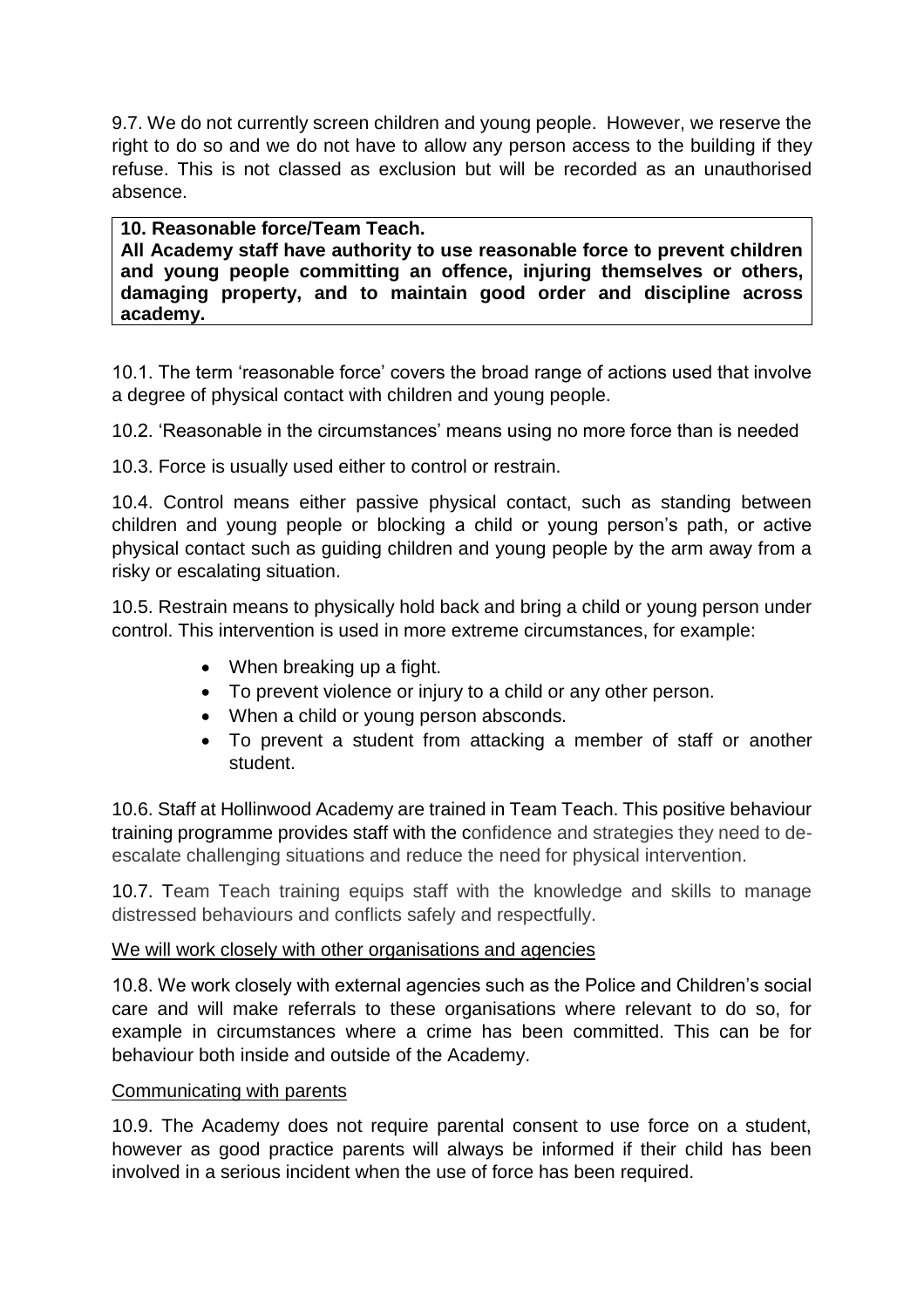9.7. We do not currently screen children and young people. However, we reserve the right to do so and we do not have to allow any person access to the building if they refuse. This is not classed as exclusion but will be recorded as an unauthorised absence.

**10. Reasonable force/Team Teach.**
**All Academy staff have authority to use reasonable force to prevent children and young people committing an offence, injuring themselves or others, damaging property, and to maintain good order and discipline across academy.**

10.1. The term 'reasonable force' covers the broad range of actions used that involve a degree of physical contact with children and young people.

10.2. 'Reasonable in the circumstances' means using no more force than is needed

10.3. Force is usually used either to control or restrain.

10.4. Control means either passive physical contact, such as standing between children and young people or blocking a child or young person's path, or active physical contact such as guiding children and young people by the arm away from a risky or escalating situation.

10.5. Restrain means to physically hold back and bring a child or young person under control. This intervention is used in more extreme circumstances, for example:

- When breaking up a fight.
- To prevent violence or injury to a child or any other person.
- When a child or young person absconds.
- To prevent a student from attacking a member of staff or another student.

10.6. Staff at Hollinwood Academy are trained in Team Teach. This positive behaviour training programme provides staff with the confidence and strategies they need to de-escalate challenging situations and reduce the need for physical intervention.

10.7. Team Teach training equips staff with the knowledge and skills to manage distressed behaviours and conflicts safely and respectfully.

<u>We will work closely with other organisations and agencies</u>

10.8. We work closely with external agencies such as the Police and Children's social care and will make referrals to these organisations where relevant to do so, for example in circumstances where a crime has been committed. This can be for behaviour both inside and outside of the Academy.

<u>Communicating with parents</u>

10.9. The Academy does not require parental consent to use force on a student, however as good practice parents will always be informed if their child has been involved in a serious incident when the use of force has been required.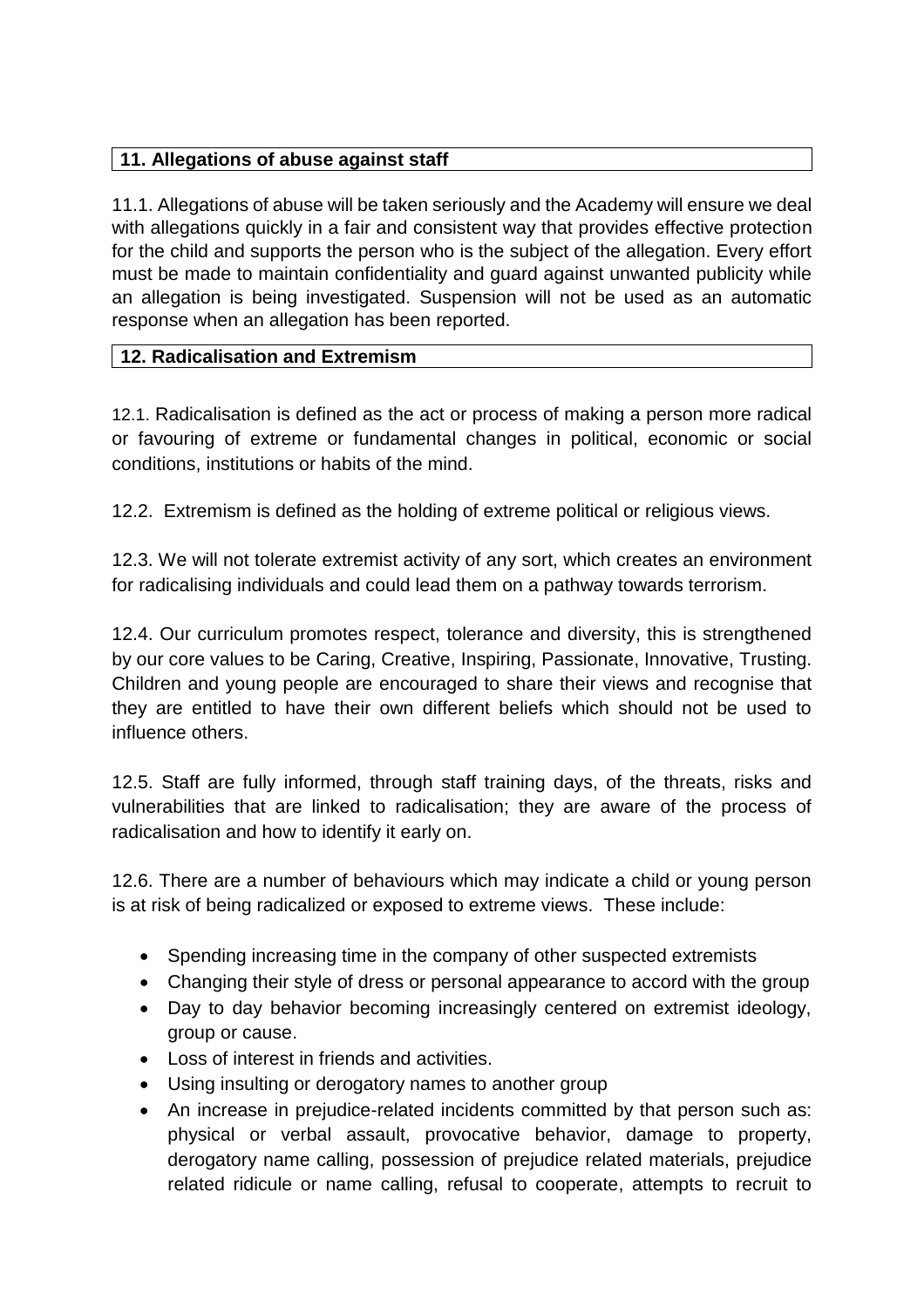## 11. Allegations of abuse against staff

11.1. Allegations of abuse will be taken seriously and the Academy will ensure we deal with allegations quickly in a fair and consistent way that provides effective protection for the child and supports the person who is the subject of the allegation. Every effort must be made to maintain confidentiality and guard against unwanted publicity while an allegation is being investigated. Suspension will not be used as an automatic response when an allegation has been reported.

## 12. Radicalisation and Extremism

12.1. Radicalisation is defined as the act or process of making a person more radical or favouring of extreme or fundamental changes in political, economic or social conditions, institutions or habits of the mind.

12.2. Extremism is defined as the holding of extreme political or religious views.

12.3. We will not tolerate extremist activity of any sort, which creates an environment for radicalising individuals and could lead them on a pathway towards terrorism.

12.4. Our curriculum promotes respect, tolerance and diversity, this is strengthened by our core values to be Caring, Creative, Inspiring, Passionate, Innovative, Trusting. Children and young people are encouraged to share their views and recognise that they are entitled to have their own different beliefs which should not be used to influence others.

12.5. Staff are fully informed, through staff training days, of the threats, risks and vulnerabilities that are linked to radicalisation; they are aware of the process of radicalisation and how to identify it early on.

12.6. There are a number of behaviours which may indicate a child or young person is at risk of being radicalized or exposed to extreme views. These include:

- Spending increasing time in the company of other suspected extremists
- Changing their style of dress or personal appearance to accord with the group
- Day to day behavior becoming increasingly centered on extremist ideology, group or cause.
- Loss of interest in friends and activities.
- Using insulting or derogatory names to another group
- An increase in prejudice-related incidents committed by that person such as: physical or verbal assault, provocative behavior, damage to property, derogatory name calling, possession of prejudice related materials, prejudice related ridicule or name calling, refusal to cooperate, attempts to recruit to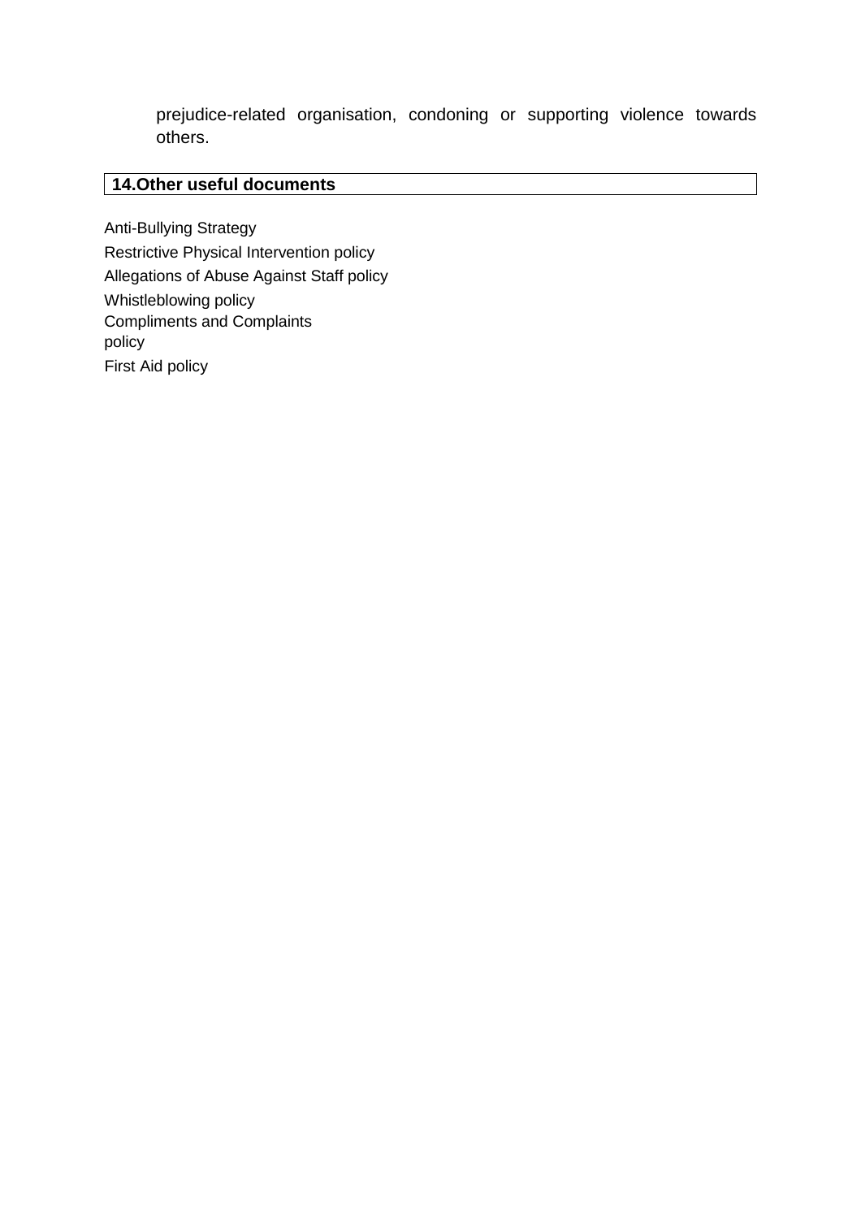prejudice-related organisation, condoning or supporting violence towards others.

## 14. Other useful documents

Anti-Bullying Strategy

Restrictive Physical Intervention policy

Allegations of Abuse Against Staff policy

Whistleblowing policy

Compliments and Complaints policy

First Aid policy